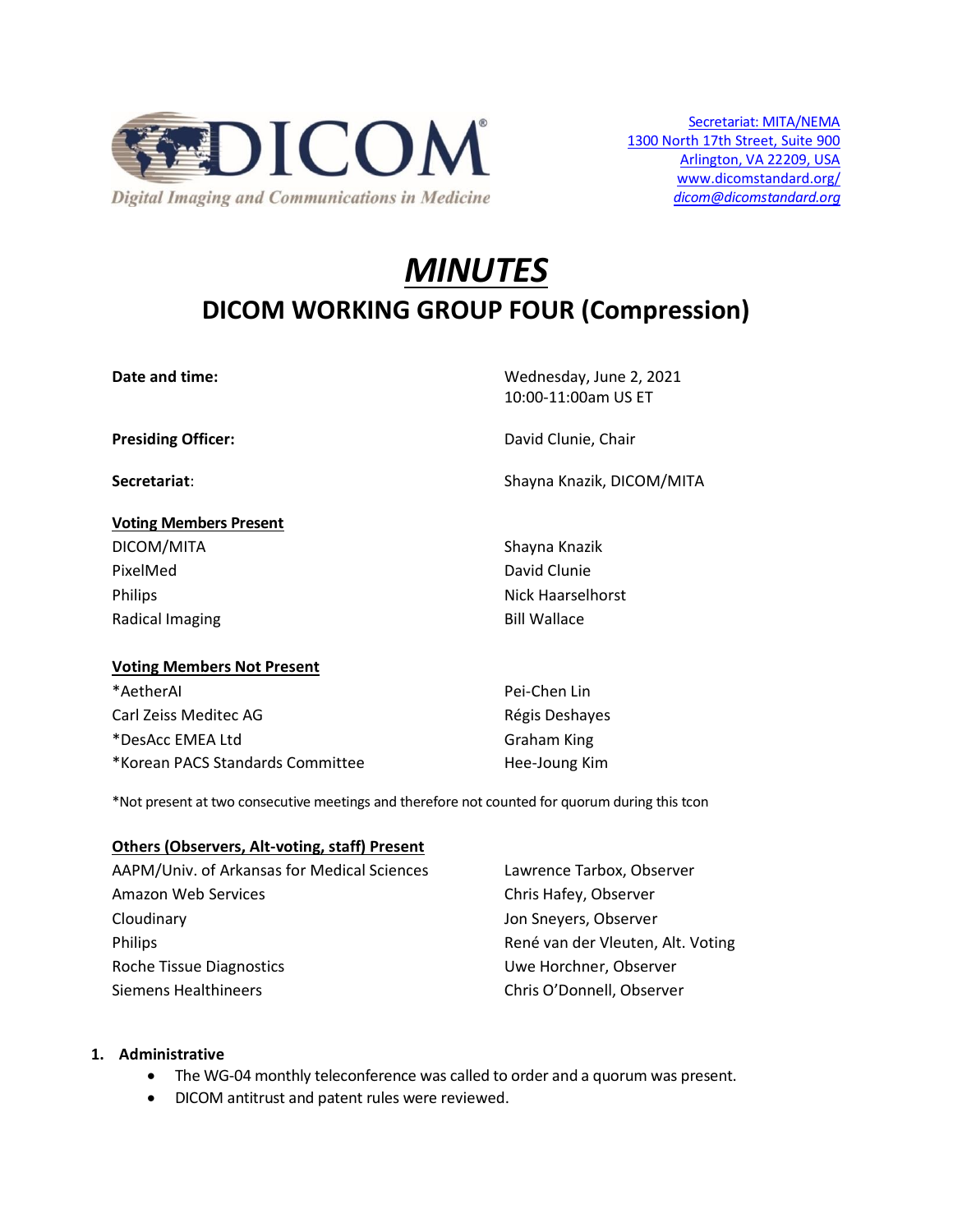DICOM

*Digital Imaging and Communications in Medicine*

Secretariat: MITA/NEMA
1300 North 17th Street, Suite 900
Arlington, VA 22209, USA
www.dicomstandard.org/
*dicom@dicomstandard.org*

# *MINUTES*

## DICOM WORKING GROUP FOUR (Compression)

| | |
|---|---|
| **Date and time:** | Wednesday, June 2, 2021<br>10:00-11:00am US ET |
| **Presiding Officer:** | David Clunie, Chair |
| **Secretariat**: | Shayna Knazik, DICOM/MITA |

**Voting Members Present**

| | |
|---|---|
| DICOM/MITA | Shayna Knazik |
| PixelMed | David Clunie |
| Philips | Nick Haarselhorst |
| Radical Imaging | Bill Wallace |

**Voting Members Not Present**

| | |
|---|---|
| *AetherAI | Pei-Chen Lin |
| Carl Zeiss Meditec AG | Régis Deshayes |
| *DesAcc EMEA Ltd | Graham King |
| *Korean PACS Standards Committee | Hee-Joung Kim |

*Not present at two consecutive meetings and therefore not counted for quorum during this tcon

**Others (Observers, Alt-voting, staff) Present**

| | |
|---|---|
| AAPM/Univ. of Arkansas for Medical Sciences | Lawrence Tarbox, Observer |
| Amazon Web Services | Chris Hafey, Observer |
| Cloudinary | Jon Sneyers, Observer |
| Philips | René van der Vleuten, Alt. Voting |
| Roche Tissue Diagnostics | Uwe Horchner, Observer |
| Siemens Healthineers | Chris O'Donnell, Observer |

1. **Administrative**
   - The WG-04 monthly teleconference was called to order and a quorum was present.
   - DICOM antitrust and patent rules were reviewed.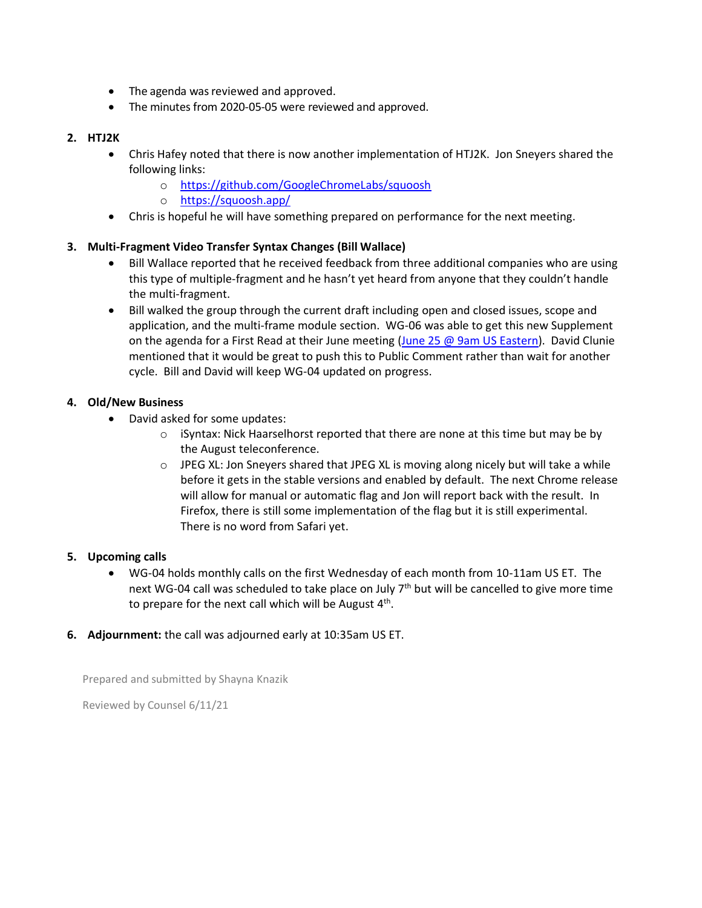- The agenda was reviewed and approved.
- The minutes from 2020-05-05 were reviewed and approved.

**2. HTJ2K**

- Chris Hafey noted that there is now another implementation of HTJ2K. Jon Sneyers shared the following links:
    - https://github.com/GoogleChromeLabs/squoosh
    - https://squoosh.app/
- Chris is hopeful he will have something prepared on performance for the next meeting.

**3. Multi-Fragment Video Transfer Syntax Changes (Bill Wallace)**

- Bill Wallace reported that he received feedback from three additional companies who are using this type of multiple-fragment and he hasn't yet heard from anyone that they couldn't handle the multi-fragment.
- Bill walked the group through the current draft including open and closed issues, scope and application, and the multi-frame module section. WG-06 was able to get this new Supplement on the agenda for a First Read at their June meeting (June 25 @ 9am US Eastern). David Clunie mentioned that it would be great to push this to Public Comment rather than wait for another cycle. Bill and David will keep WG-04 updated on progress.

**4. Old/New Business**

- David asked for some updates:
    - iSyntax: Nick Haarselhorst reported that there are none at this time but may be by the August teleconference.
    - JPEG XL: Jon Sneyers shared that JPEG XL is moving along nicely but will take a while before it gets in the stable versions and enabled by default. The next Chrome release will allow for manual or automatic flag and Jon will report back with the result. In Firefox, there is still some implementation of the flag but it is still experimental. There is no word from Safari yet.

**5. Upcoming calls**

- WG-04 holds monthly calls on the first Wednesday of each month from 10-11am US ET. The next WG-04 call was scheduled to take place on July 7th but will be cancelled to give more time to prepare for the next call which will be August 4th.

**6. Adjournment:** the call was adjourned early at 10:35am US ET.

Prepared and submitted by Shayna Knazik

Reviewed by Counsel 6/11/21